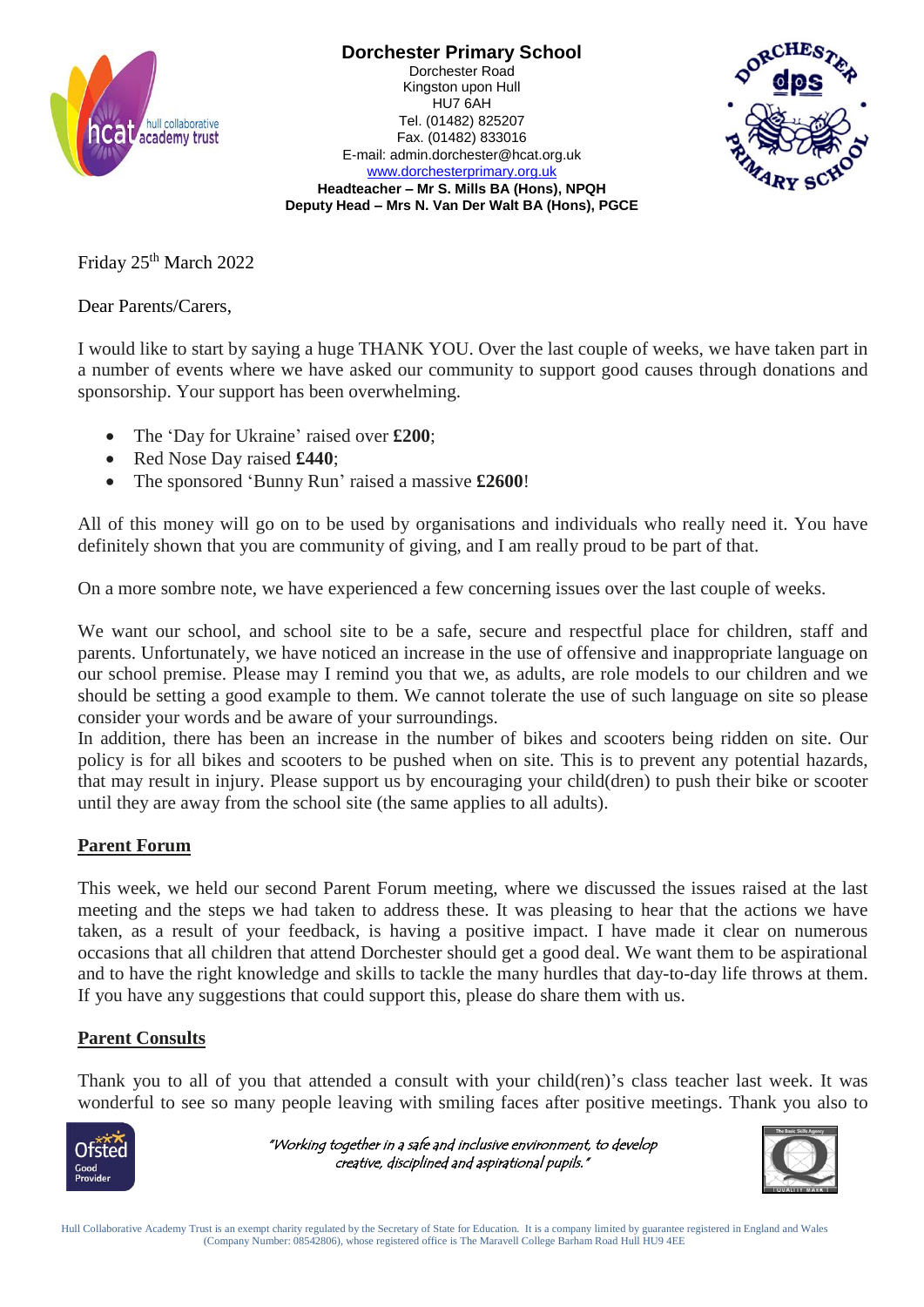**Dorchester Primary School**
Dorchester Road
Kingston upon Hull
HU7 6AH
Tel. (01482) 825207
Fax. (01482) 833016
E-mail: admin.dorchester@hcat.org.uk
www.dorchesterprimary.org.uk
**Headteacher – Mr S. Mills BA (Hons), NPQH**
**Deputy Head – Mrs N. Van Der Walt BA (Hons), PGCE**

Friday 25th March 2022

Dear Parents/Carers,

I would like to start by saying a huge THANK YOU. Over the last couple of weeks, we have taken part in a number of events where we have asked our community to support good causes through donations and sponsorship. Your support has been overwhelming.

- The 'Day for Ukraine' raised over **£200**;
- Red Nose Day raised **£440**;
- The sponsored 'Bunny Run' raised a massive **£2600**!

All of this money will go on to be used by organisations and individuals who really need it. You have definitely shown that you are community of giving, and I am really proud to be part of that.

On a more sombre note, we have experienced a few concerning issues over the last couple of weeks.

We want our school, and school site to be a safe, secure and respectful place for children, staff and parents. Unfortunately, we have noticed an increase in the use of offensive and inappropriate language on our school premise. Please may I remind you that we, as adults, are role models to our children and we should be setting a good example to them. We cannot tolerate the use of such language on site so please consider your words and be aware of your surroundings.
In addition, there has been an increase in the number of bikes and scooters being ridden on site. Our policy is for all bikes and scooters to be pushed when on site. This is to prevent any potential hazards, that may result in injury. Please support us by encouraging your child(dren) to push their bike or scooter until they are away from the school site (the same applies to all adults).

## Parent Forum

This week, we held our second Parent Forum meeting, where we discussed the issues raised at the last meeting and the steps we had taken to address these. It was pleasing to hear that the actions we have taken, as a result of your feedback, is having a positive impact. I have made it clear on numerous occasions that all children that attend Dorchester should get a good deal. We want them to be aspirational and to have the right knowledge and skills to tackle the many hurdles that day-to-day life throws at them. If you have any suggestions that could support this, please do share them with us.

## Parent Consults

Thank you to all of you that attended a consult with your child(ren)'s class teacher last week. It was wonderful to see so many people leaving with smiling faces after positive meetings. Thank you also to

*"Working together in a safe and inclusive environment, to develop creative, disciplined and aspirational pupils."*

Hull Collaborative Academy Trust is an exempt charity regulated by the Secretary of State for Education. It is a company limited by guarantee registered in England and Wales (Company Number: 08542806), whose registered office is The Maravell College Barham Road Hull HU9 4EE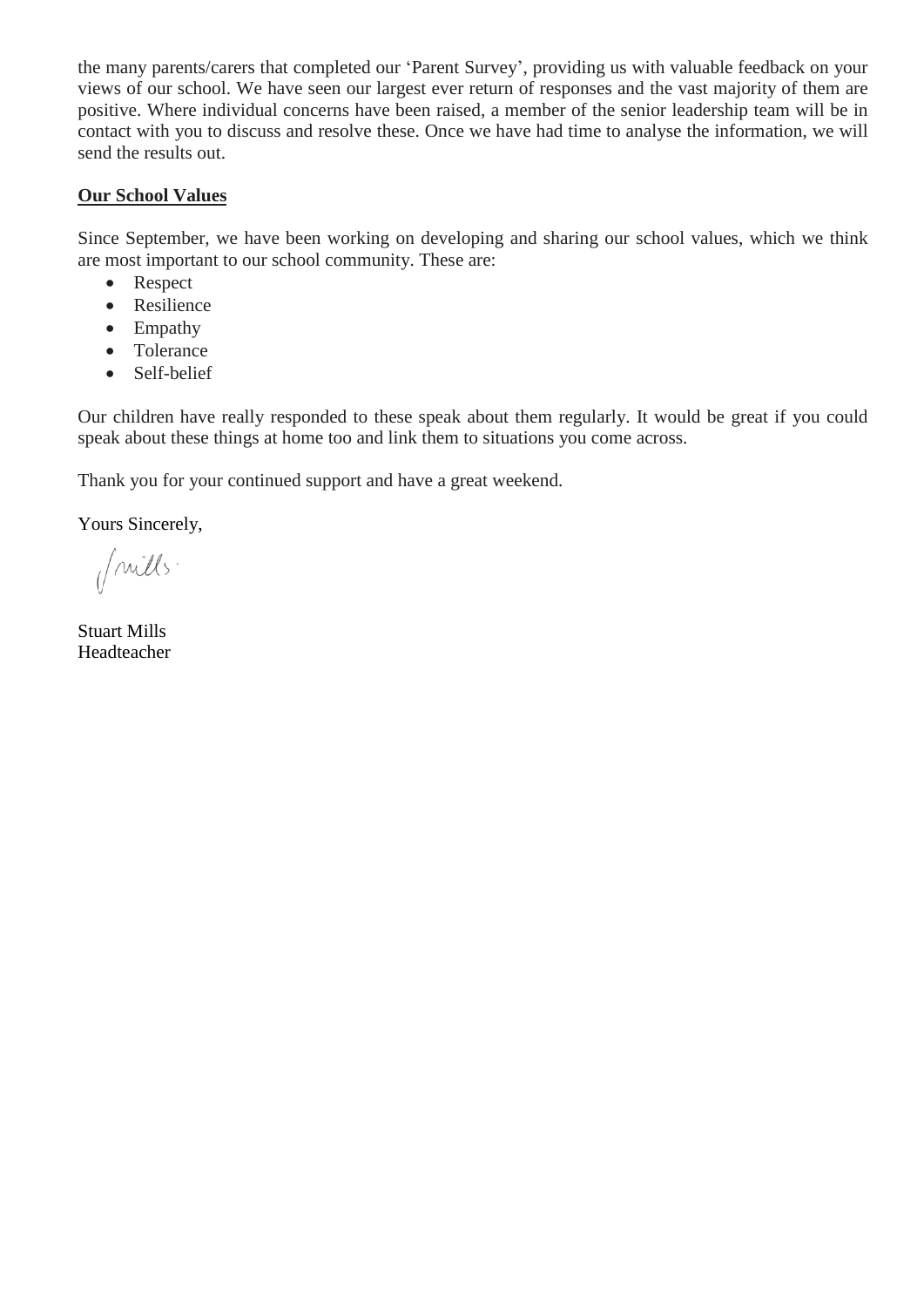the many parents/carers that completed our 'Parent Survey', providing us with valuable feedback on your views of our school. We have seen our largest ever return of responses and the vast majority of them are positive. Where individual concerns have been raised, a member of the senior leadership team will be in contact with you to discuss and resolve these. Once we have had time to analyse the information, we will send the results out.

**Our School Values**

Since September, we have been working on developing and sharing our school values, which we think are most important to our school community. These are:

- Respect
- Resilience
- Empathy
- Tolerance
- Self-belief

Our children have really responded to these speak about them regularly. It would be great if you could speak about these things at home too and link them to situations you come across.

Thank you for your continued support and have a great weekend.

Yours Sincerely,

Stuart Mills
Headteacher